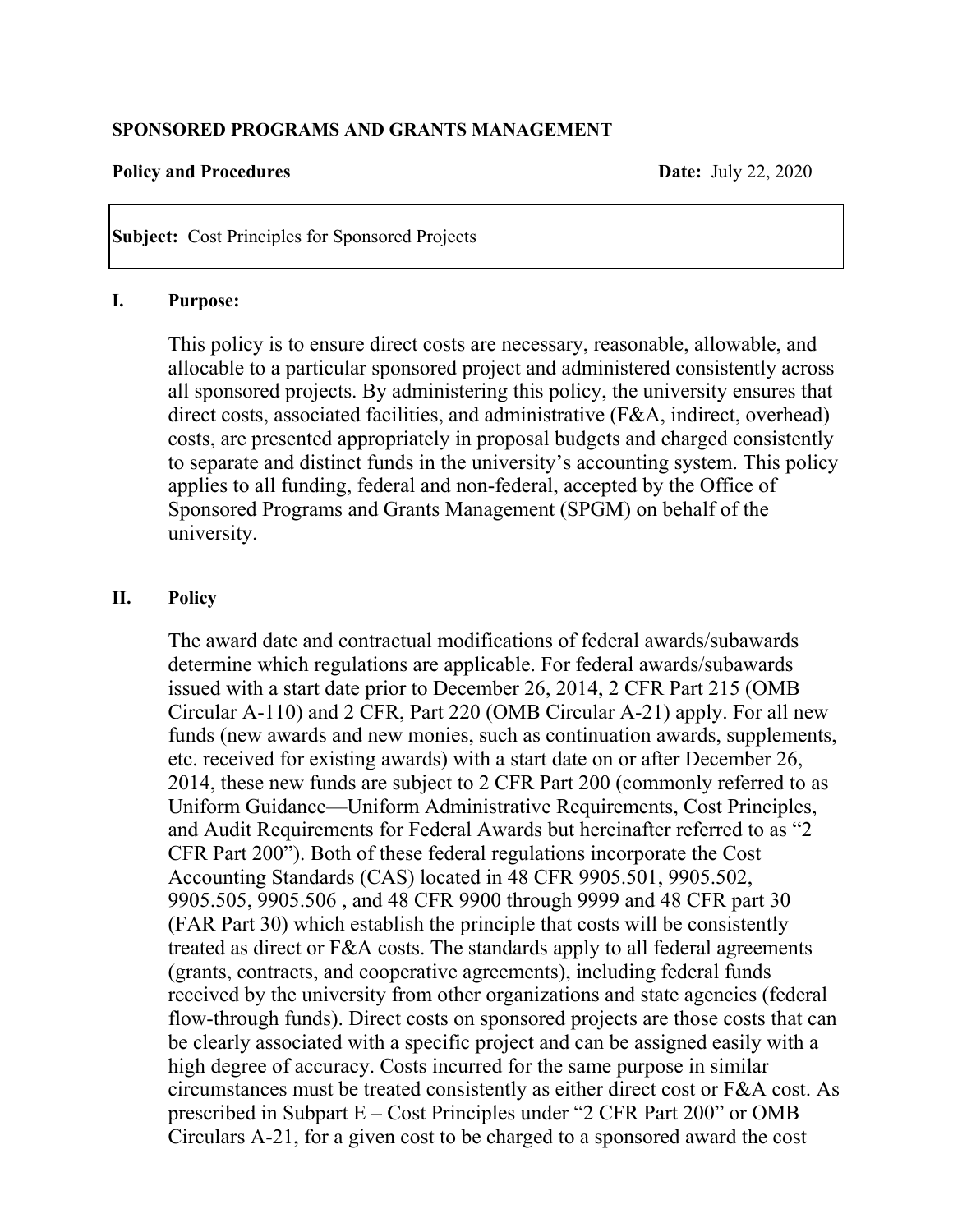**SPONSORED PROGRAMS AND GRANTS MANAGEMENT**

**Policy and Procedures** **Date:** July 22, 2020

**Subject:** Cost Principles for Sponsored Projects

## I. Purpose:

This policy is to ensure direct costs are necessary, reasonable, allowable, and allocable to a particular sponsored project and administered consistently across all sponsored projects. By administering this policy, the university ensures that direct costs, associated facilities, and administrative (F&A, indirect, overhead) costs, are presented appropriately in proposal budgets and charged consistently to separate and distinct funds in the university's accounting system. This policy applies to all funding, federal and non-federal, accepted by the Office of Sponsored Programs and Grants Management (SPGM) on behalf of the university.

## II. Policy

The award date and contractual modifications of federal awards/subawards determine which regulations are applicable. For federal awards/subawards issued with a start date prior to December 26, 2014, 2 CFR Part 215 (OMB Circular A-110) and 2 CFR, Part 220 (OMB Circular A-21) apply. For all new funds (new awards and new monies, such as continuation awards, supplements, etc. received for existing awards) with a start date on or after December 26, 2014, these new funds are subject to 2 CFR Part 200 (commonly referred to as Uniform Guidance—Uniform Administrative Requirements, Cost Principles, and Audit Requirements for Federal Awards but hereinafter referred to as "2 CFR Part 200"). Both of these federal regulations incorporate the Cost Accounting Standards (CAS) located in 48 CFR 9905.501, 9905.502, 9905.505, 9905.506 , and 48 CFR 9900 through 9999 and 48 CFR part 30 (FAR Part 30) which establish the principle that costs will be consistently treated as direct or F&A costs. The standards apply to all federal agreements (grants, contracts, and cooperative agreements), including federal funds received by the university from other organizations and state agencies (federal flow-through funds). Direct costs on sponsored projects are those costs that can be clearly associated with a specific project and can be assigned easily with a high degree of accuracy. Costs incurred for the same purpose in similar circumstances must be treated consistently as either direct cost or F&A cost. As prescribed in Subpart E – Cost Principles under "2 CFR Part 200" or OMB Circulars A-21, for a given cost to be charged to a sponsored award the cost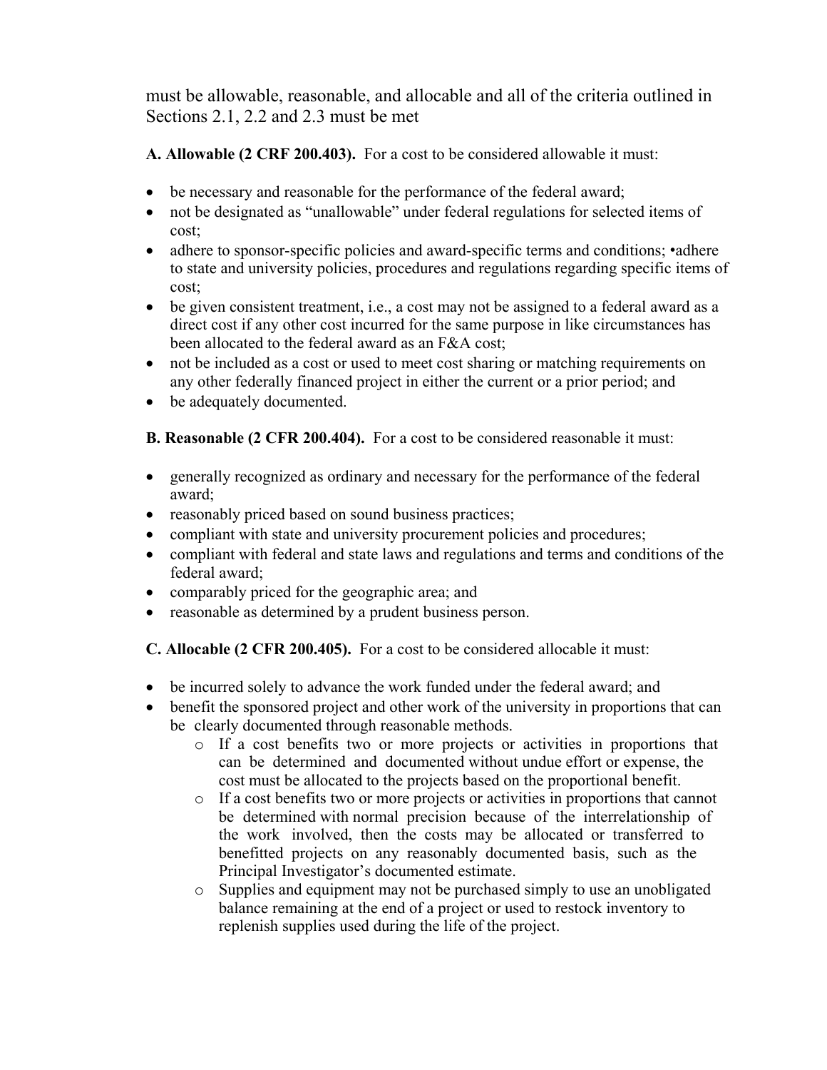must be allowable, reasonable, and allocable and all of the criteria outlined in Sections 2.1, 2.2 and 2.3 must be met

**A. Allowable (2 CRF 200.403).** For a cost to be considered allowable it must:

- be necessary and reasonable for the performance of the federal award;
- not be designated as "unallowable" under federal regulations for selected items of cost;
- adhere to sponsor-specific policies and award-specific terms and conditions; •adhere to state and university policies, procedures and regulations regarding specific items of cost;
- be given consistent treatment, i.e., a cost may not be assigned to a federal award as a direct cost if any other cost incurred for the same purpose in like circumstances has been allocated to the federal award as an F&A cost;
- not be included as a cost or used to meet cost sharing or matching requirements on any other federally financed project in either the current or a prior period; and
- be adequately documented.

**B. Reasonable (2 CFR 200.404).** For a cost to be considered reasonable it must:

- generally recognized as ordinary and necessary for the performance of the federal award;
- reasonably priced based on sound business practices;
- compliant with state and university procurement policies and procedures;
- compliant with federal and state laws and regulations and terms and conditions of the federal award;
- comparably priced for the geographic area; and
- reasonable as determined by a prudent business person.

**C. Allocable (2 CFR 200.405).** For a cost to be considered allocable it must:

- be incurred solely to advance the work funded under the federal award; and
- benefit the sponsored project and other work of the university in proportions that can be clearly documented through reasonable methods.
    - If a cost benefits two or more projects or activities in proportions that can be determined and documented without undue effort or expense, the cost must be allocated to the projects based on the proportional benefit.
    - If a cost benefits two or more projects or activities in proportions that cannot be determined with normal precision because of the interrelationship of the work involved, then the costs may be allocated or transferred to benefitted projects on any reasonably documented basis, such as the Principal Investigator's documented estimate.
    - Supplies and equipment may not be purchased simply to use an unobligated balance remaining at the end of a project or used to restock inventory to replenish supplies used during the life of the project.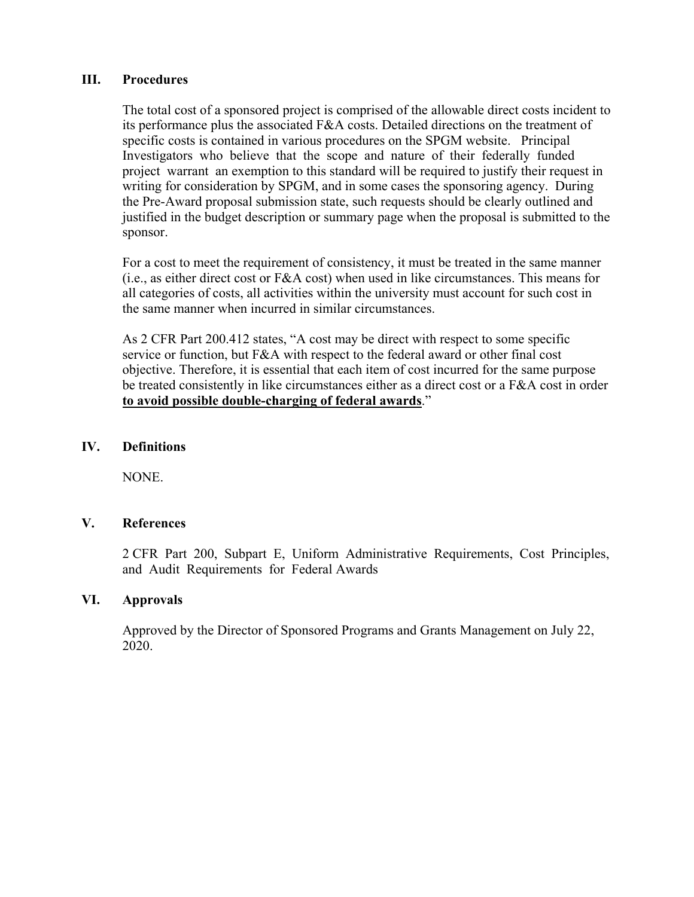## III. Procedures

The total cost of a sponsored project is comprised of the allowable direct costs incident to its performance plus the associated F&A costs. Detailed directions on the treatment of specific costs is contained in various procedures on the SPGM website. Principal Investigators who believe that the scope and nature of their federally funded project warrant an exemption to this standard will be required to justify their request in writing for consideration by SPGM, and in some cases the sponsoring agency. During the Pre-Award proposal submission state, such requests should be clearly outlined and justified in the budget description or summary page when the proposal is submitted to the sponsor.

For a cost to meet the requirement of consistency, it must be treated in the same manner (i.e., as either direct cost or F&A cost) when used in like circumstances. This means for all categories of costs, all activities within the university must account for such cost in the same manner when incurred in similar circumstances.

As 2 CFR Part 200.412 states, "A cost may be direct with respect to some specific service or function, but F&A with respect to the federal award or other final cost objective. Therefore, it is essential that each item of cost incurred for the same purpose be treated consistently in like circumstances either as a direct cost or a F&A cost in order **to avoid possible double-charging of federal awards**."

## IV. Definitions

NONE.

## V. References

2 CFR Part 200, Subpart E, Uniform Administrative Requirements, Cost Principles, and Audit Requirements for Federal Awards

## VI. Approvals

Approved by the Director of Sponsored Programs and Grants Management on July 22, 2020.